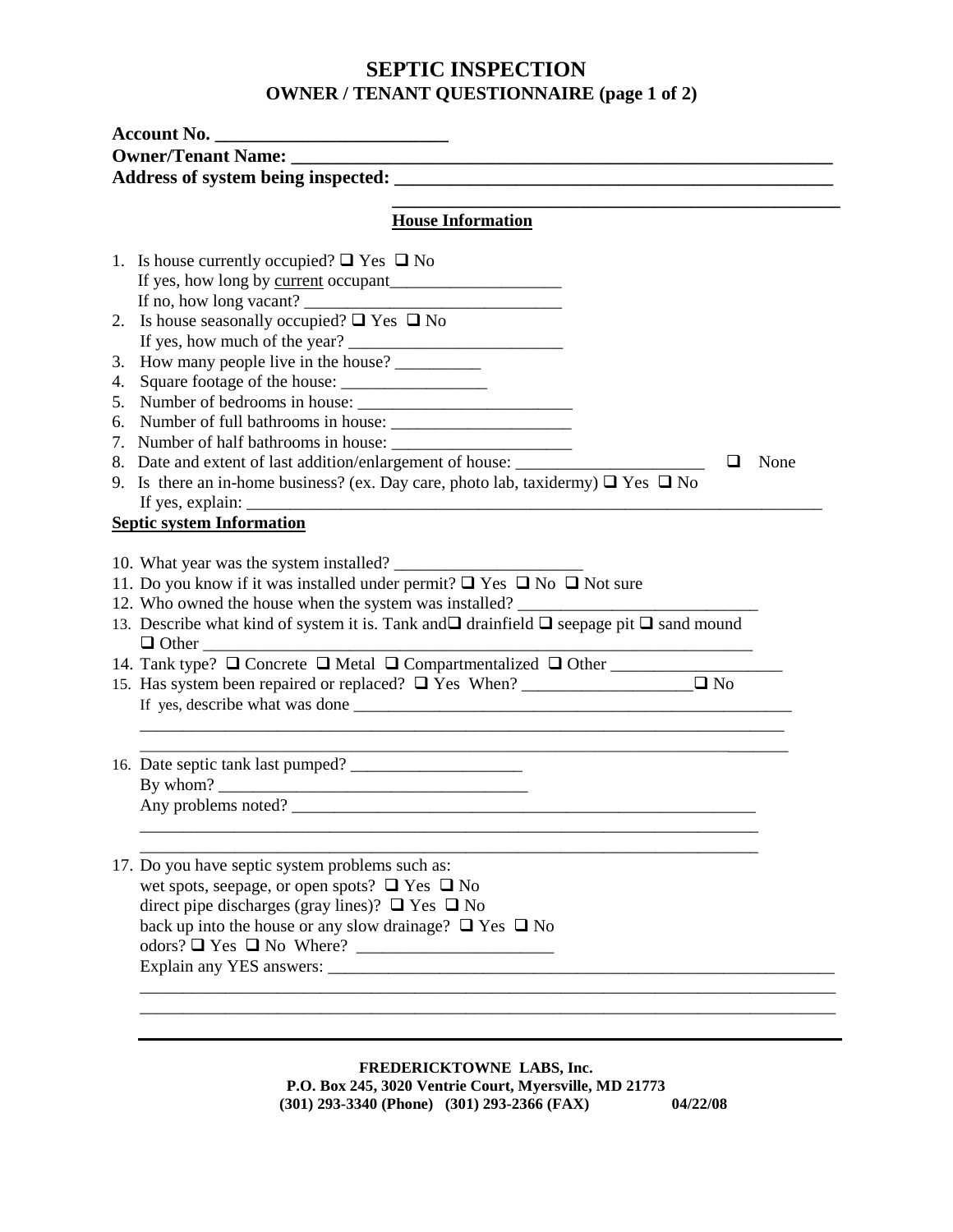# SEPTIC INSPECTION

## OWNER / TENANT QUESTIONNAIRE (page 1 of 2)

**Account No. _________________________**

**Owner/Tenant Name: ____________________________________________________________**

**Address of system being inspected: _________________________________________________**

**_____________________________________________________**

### House Information

1. Is house currently occupied? ❑ Yes ❑ No
   If yes, how long by current occupant____________________
   If no, how long vacant? ______________________________
2. Is house seasonally occupied? ❑ Yes ❑ No
   If yes, how much of the year? _________________________
3. How many people live in the house? __________
4. Square footage of the house: _________________
5. Number of bedrooms in house: _________________________
6. Number of full bathrooms in house: _____________________
7. Number of half bathrooms in house: _____________________
8. Date and extent of last addition/enlargement of house: ______________________ ❑ None
9. Is there an in-home business? (ex. Day care, photo lab, taxidermy) ❑ Yes ❑ No
   If yes, explain: ______________________________________________________________________

### Septic system Information

10. What year was the system installed? ______________________
11. Do you know if it was installed under permit? ❑ Yes ❑ No ❑ Not sure
12. Who owned the house when the system was installed? ____________________________
13. Describe what kind of system it is. Tank and❑ drainfield ❑ seepage pit ❑ sand mound
    ❑ Other _______________________________________________________________
14. Tank type? ❑ Concrete ❑ Metal ❑ Compartmentalized ❑ Other ____________________
15. Has system been repaired or replaced? ❑ Yes When? ____________________❑ No
    If yes, describe what was done ____________________________________________________
    ______________________________________________________________________________
    ______________________________________________________________________________
16. Date septic tank last pumped? ____________________
    By whom? ____________________________________
    Any problems noted? ________________________________________________________
    ___________________________________________________________________________
    ___________________________________________________________________________
17. Do you have septic system problems such as:
    wet spots, seepage, or open spots? ❑ Yes ❑ No
    direct pipe discharges (gray lines)? ❑ Yes ❑ No
    back up into the house or any slow drainage? ❑ Yes ❑ No
    odors? ❑ Yes ❑ No Where? _______________________
    Explain any YES answers: _____________________________________________________________
    ______________________________________________________________________________
    ______________________________________________________________________________

**FREDERICKTOWNE LABS, Inc.**
**P.O. Box 245, 3020 Ventrie Court, Myersville, MD 21773**
**(301) 293-3340 (Phone) (301) 293-2366 (FAX) 04/22/08**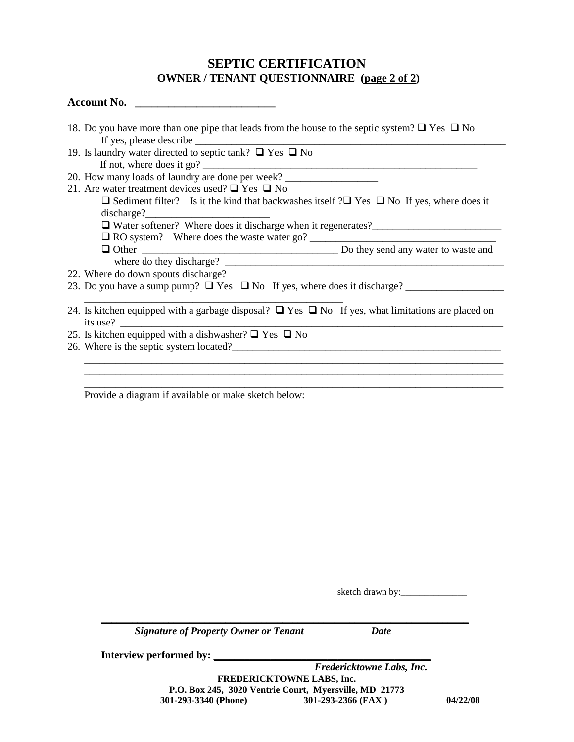# SEPTIC CERTIFICATION

## OWNER / TENANT QUESTIONNAIRE (page 2 of 2)

**Account No. _________________________**

18. Do you have more than one pipe that leads from the house to the septic system? ❑ Yes ❑ No
    If yes, please describe ______________________________________________________________
19. Is laundry water directed to septic tank? ❑ Yes ❑ No
    If not, where does it go? ______________________________________________________
20. How many loads of laundry are done per week? __________________
21. Are water treatment devices used? ❑ Yes ❑ No
    - ❑ Sediment filter? Is it the kind that backwashes itself ?❑ Yes ❑ No If yes, where does it discharge?________________________
    - ❑ Water softener? Where does it discharge when it regenerates?_________________________
    - ❑ RO system? Where does the waste water go? ____________________________________
    - ❑ Other ______________________________________ Do they send any water to waste and where do they discharge? _______________________________________________________
22. Where do down spouts discharge? _____________________________________________________
23. Do you have a sump pump? ❑ Yes ❑ No If yes, where does it discharge? ___________________
    ___________________________________________________
24. Is kitchen equipped with a garbage disposal? ❑ Yes ❑ No If yes, what limitations are placed on its use? __________________________________________________________________________
25. Is kitchen equipped with a dishwasher? ❑ Yes ❑ No
26. Where is the septic system located?______________________________________________________
    ___________________________________________________________________________________
    ___________________________________________________________________________________
    ___________________________________________________________________________________

    Provide a diagram if available or make sketch below:

sketch drawn by:______________

___________________________________________________________

*Signature of Property Owner or Tenant* *Date*

**Interview performed by: ________________________________**

***Fredericktowne Labs, Inc.***

**FREDERICKTOWNE LABS, Inc.**
**P.O. Box 245, 3020 Ventrie Court, Myersville, MD 21773**
**301-293-3340 (Phone) 301-293-2366 (FAX ) 04/22/08**